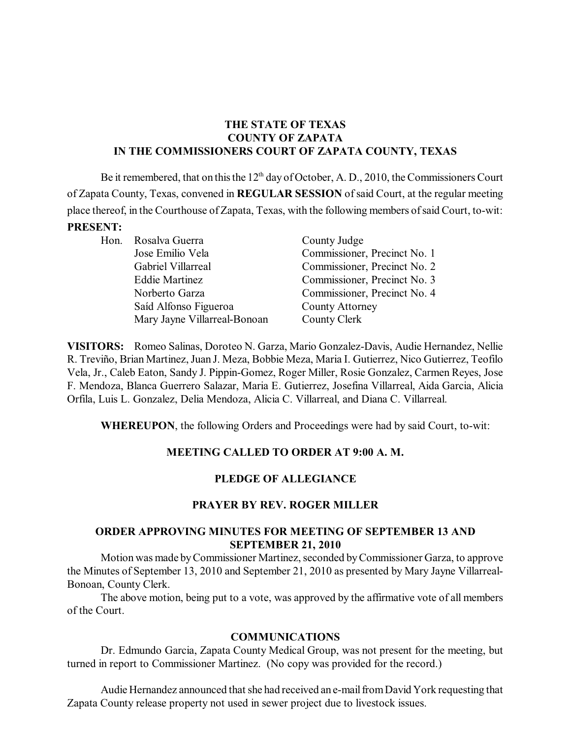**THE STATE OF TEXAS**
**COUNTY OF ZAPATA**
**IN THE COMMISSIONERS COURT OF ZAPATA COUNTY, TEXAS**

Be it remembered, that on this the 12th day of October, A. D., 2010, the Commissioners Court of Zapata County, Texas, convened in **REGULAR SESSION** of said Court, at the regular meeting place thereof, in the Courthouse of Zapata, Texas, with the following members of said Court, to-wit:

**PRESENT:**

| | | |
|---|---|---|
| Hon. | Rosalva Guerra | County Judge |
| | Jose Emilio Vela | Commissioner, Precinct No. 1 |
| | Gabriel Villarreal | Commissioner, Precinct No. 2 |
| | Eddie Martinez | Commissioner, Precinct No. 3 |
| | Norberto Garza | Commissioner, Precinct No. 4 |
| | Saíd Alfonso Figueroa | County Attorney |
| | Mary Jayne Villarreal-Bonoan | County Clerk |

**VISITORS:** Romeo Salinas, Doroteo N. Garza, Mario Gonzalez-Davis, Audie Hernandez, Nellie R. Treviño, Brian Martinez, Juan J. Meza, Bobbie Meza, Maria I. Gutierrez, Nico Gutierrez, Teofilo Vela, Jr., Caleb Eaton, Sandy J. Pippin-Gomez, Roger Miller, Rosie Gonzalez, Carmen Reyes, Jose F. Mendoza, Blanca Guerrero Salazar, Maria E. Gutierrez, Josefina Villarreal, Aida Garcia, Alicia Orfila, Luis L. Gonzalez, Delia Mendoza, Alicia C. Villarreal, and Diana C. Villarreal.

**WHEREUPON**, the following Orders and Proceedings were had by said Court, to-wit:

**MEETING CALLED TO ORDER AT 9:00 A. M.**

**PLEDGE OF ALLEGIANCE**

**PRAYER BY REV. ROGER MILLER**

**ORDER APPROVING MINUTES FOR MEETING OF SEPTEMBER 13 AND SEPTEMBER 21, 2010**

Motion was made by Commissioner Martinez, seconded by Commissioner Garza, to approve the Minutes of September 13, 2010 and September 21, 2010 as presented by Mary Jayne Villarreal-Bonoan, County Clerk.

The above motion, being put to a vote, was approved by the affirmative vote of all members of the Court.

**COMMUNICATIONS**

Dr. Edmundo Garcia, Zapata County Medical Group, was not present for the meeting, but turned in report to Commissioner Martinez. (No copy was provided for the record.)

Audie Hernandez announced that she had received an e-mail from David York requesting that Zapata County release property not used in sewer project due to livestock issues.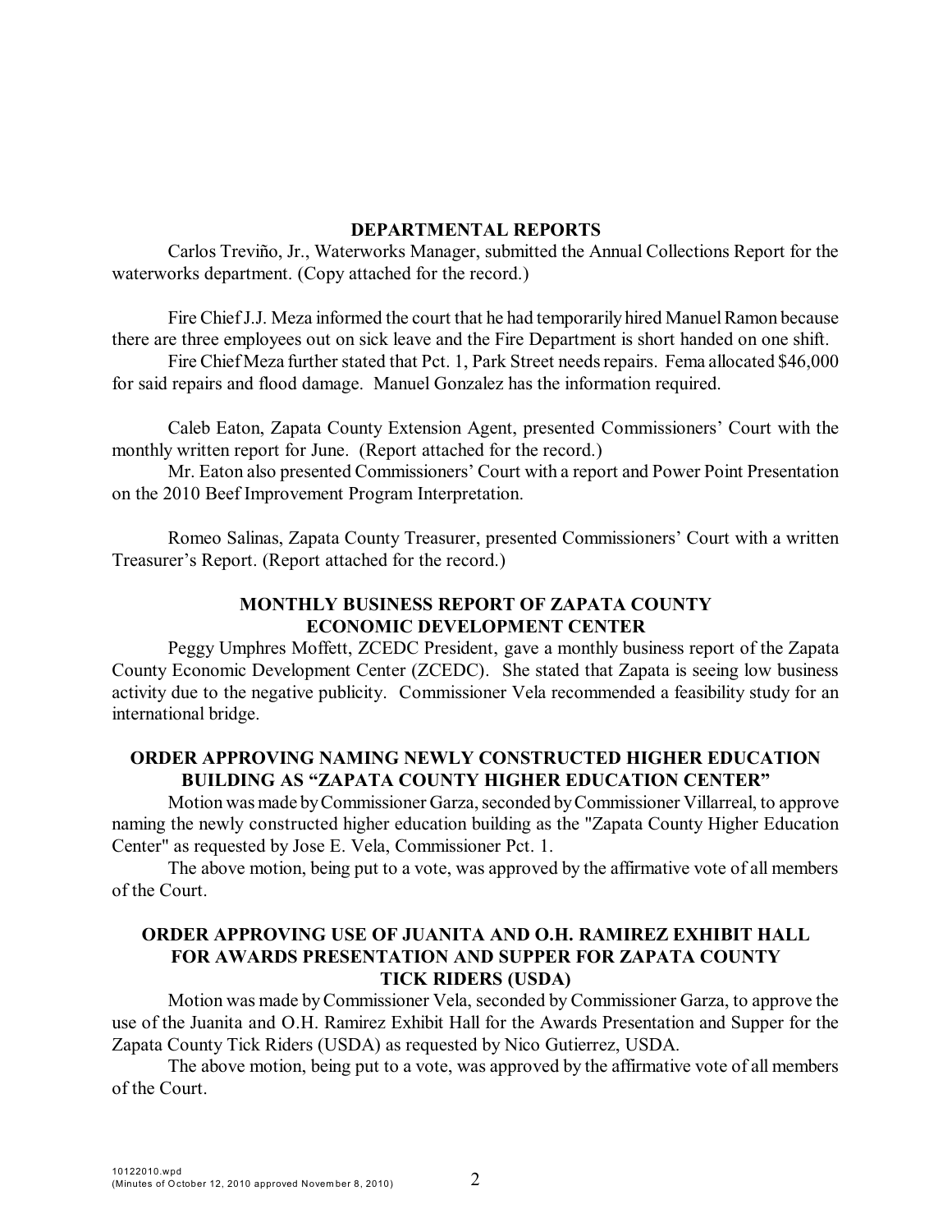## DEPARTMENTAL REPORTS

Carlos Treviño, Jr., Waterworks Manager, submitted the Annual Collections Report for the waterworks department. (Copy attached for the record.)

Fire Chief J.J. Meza informed the court that he had temporarily hired Manuel Ramon because there are three employees out on sick leave and the Fire Department is short handed on one shift.

Fire Chief Meza further stated that Pct. 1, Park Street needs repairs. Fema allocated $46,000 for said repairs and flood damage. Manuel Gonzalez has the information required.

Caleb Eaton, Zapata County Extension Agent, presented Commissioners' Court with the monthly written report for June. (Report attached for the record.)

Mr. Eaton also presented Commissioners' Court with a report and Power Point Presentation on the 2010 Beef Improvement Program Interpretation.

Romeo Salinas, Zapata County Treasurer, presented Commissioners' Court with a written Treasurer's Report. (Report attached for the record.)

## MONTHLY BUSINESS REPORT OF ZAPATA COUNTY ECONOMIC DEVELOPMENT CENTER

Peggy Umphres Moffett, ZCEDC President, gave a monthly business report of the Zapata County Economic Development Center (ZCEDC). She stated that Zapata is seeing low business activity due to the negative publicity. Commissioner Vela recommended a feasibility study for an international bridge.

## ORDER APPROVING NAMING NEWLY CONSTRUCTED HIGHER EDUCATION BUILDING AS "ZAPATA COUNTY HIGHER EDUCATION CENTER"

Motion was made by Commissioner Garza, seconded by Commissioner Villarreal, to approve naming the newly constructed higher education building as the "Zapata County Higher Education Center" as requested by Jose E. Vela, Commissioner Pct. 1.

The above motion, being put to a vote, was approved by the affirmative vote of all members of the Court.

## ORDER APPROVING USE OF JUANITA AND O.H. RAMIREZ EXHIBIT HALL FOR AWARDS PRESENTATION AND SUPPER FOR ZAPATA COUNTY TICK RIDERS (USDA)

Motion was made by Commissioner Vela, seconded by Commissioner Garza, to approve the use of the Juanita and O.H. Ramirez Exhibit Hall for the Awards Presentation and Supper for the Zapata County Tick Riders (USDA) as requested by Nico Gutierrez, USDA.

The above motion, being put to a vote, was approved by the affirmative vote of all members of the Court.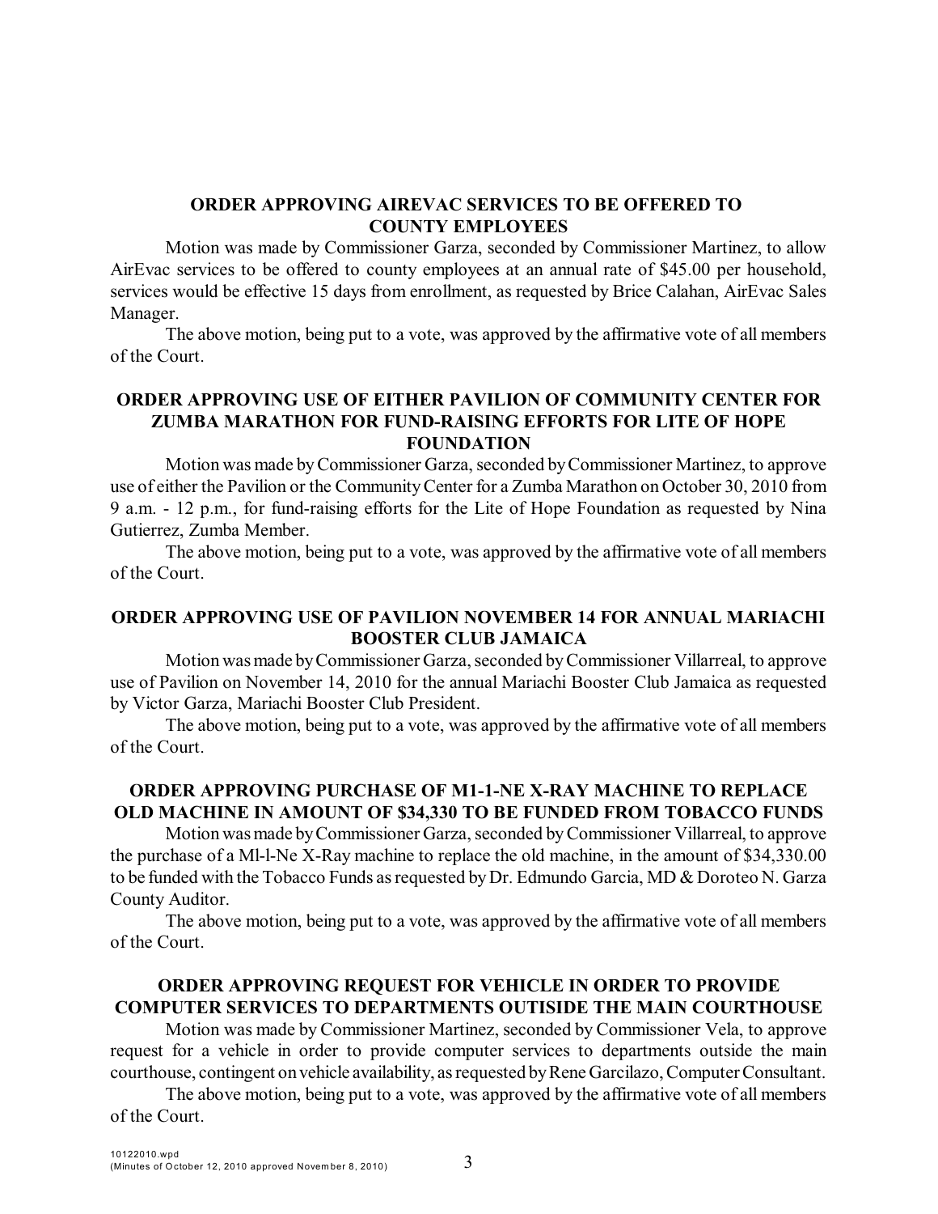## ORDER APPROVING AIREVAC SERVICES TO BE OFFERED TO COUNTY EMPLOYEES

Motion was made by Commissioner Garza, seconded by Commissioner Martinez, to allow AirEvac services to be offered to county employees at an annual rate of $45.00 per household, services would be effective 15 days from enrollment, as requested by Brice Calahan, AirEvac Sales Manager.

The above motion, being put to a vote, was approved by the affirmative vote of all members of the Court.

## ORDER APPROVING USE OF EITHER PAVILION OF COMMUNITY CENTER FOR ZUMBA MARATHON FOR FUND-RAISING EFFORTS FOR LITE OF HOPE FOUNDATION

Motion was made by Commissioner Garza, seconded by Commissioner Martinez, to approve use of either the Pavilion or the Community Center for a Zumba Marathon on October 30, 2010 from 9 a.m. - 12 p.m., for fund-raising efforts for the Lite of Hope Foundation as requested by Nina Gutierrez, Zumba Member.

The above motion, being put to a vote, was approved by the affirmative vote of all members of the Court.

## ORDER APPROVING USE OF PAVILION NOVEMBER 14 FOR ANNUAL MARIACHI BOOSTER CLUB JAMAICA

Motion was made by Commissioner Garza, seconded by Commissioner Villarreal, to approve use of Pavilion on November 14, 2010 for the annual Mariachi Booster Club Jamaica as requested by Victor Garza, Mariachi Booster Club President.

The above motion, being put to a vote, was approved by the affirmative vote of all members of the Court.

## ORDER APPROVING PURCHASE OF M1-1-NE X-RAY MACHINE TO REPLACE OLD MACHINE IN AMOUNT OF $34,330 TO BE FUNDED FROM TOBACCO FUNDS

Motion was made by Commissioner Garza, seconded by Commissioner Villarreal, to approve the purchase of a Ml-l-Ne X-Ray machine to replace the old machine, in the amount of $34,330.00 to be funded with the Tobacco Funds as requested by Dr. Edmundo Garcia, MD & Doroteo N. Garza County Auditor.

The above motion, being put to a vote, was approved by the affirmative vote of all members of the Court.

## ORDER APPROVING REQUEST FOR VEHICLE IN ORDER TO PROVIDE COMPUTER SERVICES TO DEPARTMENTS OUTISIDE THE MAIN COURTHOUSE

Motion was made by Commissioner Martinez, seconded by Commissioner Vela, to approve request for a vehicle in order to provide computer services to departments outside the main courthouse, contingent on vehicle availability, as requested by Rene Garcilazo, Computer Consultant.

The above motion, being put to a vote, was approved by the affirmative vote of all members of the Court.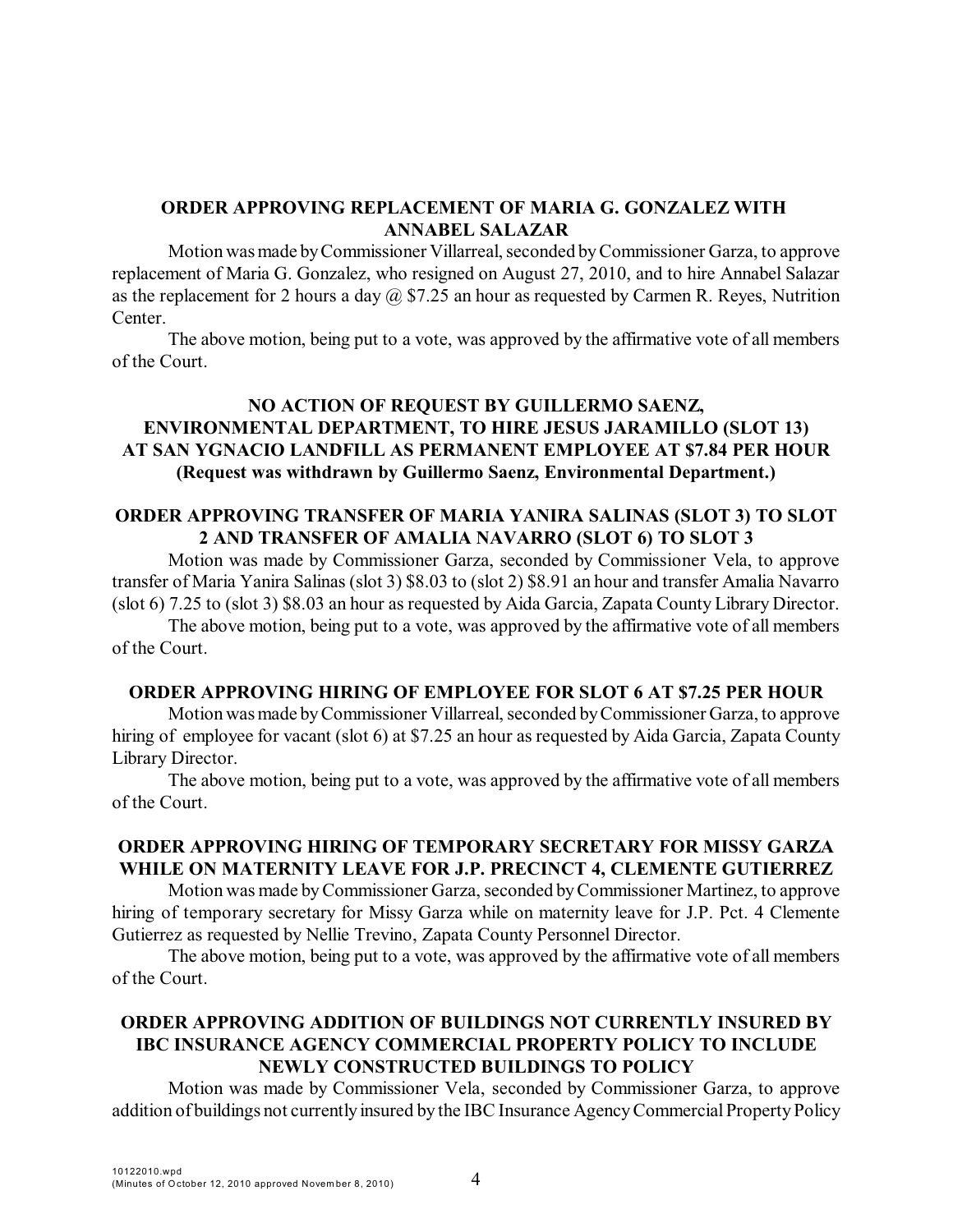### ORDER APPROVING REPLACEMENT OF MARIA G. GONZALEZ WITH ANNABEL SALAZAR

Motion was made by Commissioner Villarreal, seconded by Commissioner Garza, to approve replacement of Maria G. Gonzalez, who resigned on August 27, 2010, and to hire Annabel Salazar as the replacement for 2 hours a day @ $7.25 an hour as requested by Carmen R. Reyes, Nutrition Center.

The above motion, being put to a vote, was approved by the affirmative vote of all members of the Court.

### NO ACTION OF REQUEST BY GUILLERMO SAENZ, ENVIRONMENTAL DEPARTMENT, TO HIRE JESUS JARAMILLO (SLOT 13) AT SAN YGNACIO LANDFILL AS PERMANENT EMPLOYEE AT $7.84 PER HOUR (Request was withdrawn by Guillermo Saenz, Environmental Department.)

### ORDER APPROVING TRANSFER OF MARIA YANIRA SALINAS (SLOT 3) TO SLOT 2 AND TRANSFER OF AMALIA NAVARRO (SLOT 6) TO SLOT 3

Motion was made by Commissioner Garza, seconded by Commissioner Vela, to approve transfer of Maria Yanira Salinas (slot 3) $8.03 to (slot 2) $8.91 an hour and transfer Amalia Navarro (slot 6) 7.25 to (slot 3) $8.03 an hour as requested by Aida Garcia, Zapata County Library Director.

The above motion, being put to a vote, was approved by the affirmative vote of all members of the Court.

### ORDER APPROVING HIRING OF EMPLOYEE FOR SLOT 6 AT $7.25 PER HOUR

Motion was made by Commissioner Villarreal, seconded by Commissioner Garza, to approve hiring of employee for vacant (slot 6) at $7.25 an hour as requested by Aida Garcia, Zapata County Library Director.

The above motion, being put to a vote, was approved by the affirmative vote of all members of the Court.

### ORDER APPROVING HIRING OF TEMPORARY SECRETARY FOR MISSY GARZA WHILE ON MATERNITY LEAVE FOR J.P. PRECINCT 4, CLEMENTE GUTIERREZ

Motion was made by Commissioner Garza, seconded by Commissioner Martinez, to approve hiring of temporary secretary for Missy Garza while on maternity leave for J.P. Pct. 4 Clemente Gutierrez as requested by Nellie Trevino, Zapata County Personnel Director.

The above motion, being put to a vote, was approved by the affirmative vote of all members of the Court.

### ORDER APPROVING ADDITION OF BUILDINGS NOT CURRENTLY INSURED BY IBC INSURANCE AGENCY COMMERCIAL PROPERTY POLICY TO INCLUDE NEWLY CONSTRUCTED BUILDINGS TO POLICY

Motion was made by Commissioner Vela, seconded by Commissioner Garza, to approve addition of buildings not currently insured by the IBC Insurance Agency Commercial Property Policy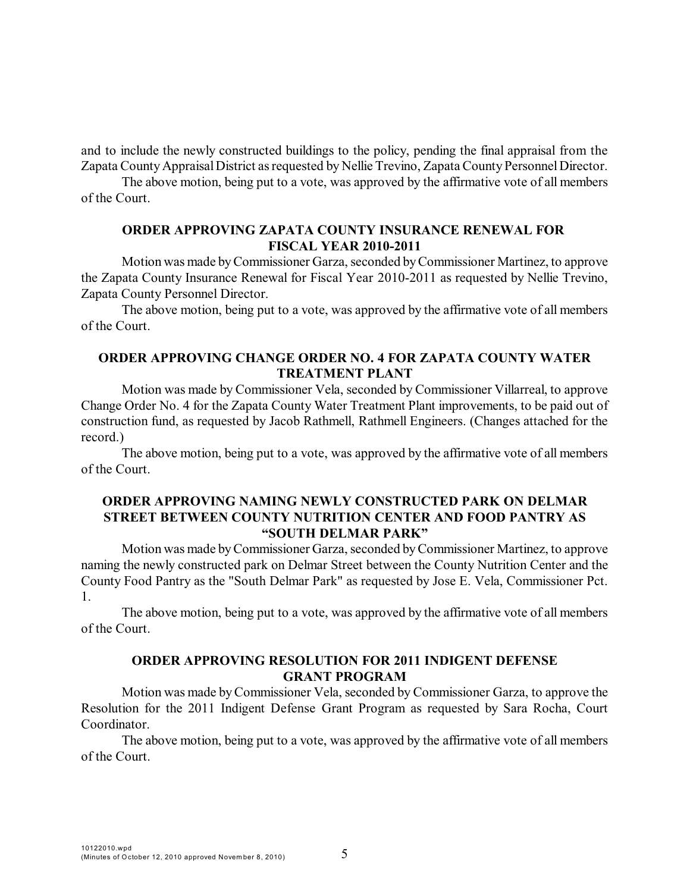and to include the newly constructed buildings to the policy, pending the final appraisal from the Zapata County Appraisal District as requested by Nellie Trevino, Zapata County Personnel Director.

The above motion, being put to a vote, was approved by the affirmative vote of all members of the Court.

**ORDER APPROVING ZAPATA COUNTY INSURANCE RENEWAL FOR FISCAL YEAR 2010-2011**

Motion was made by Commissioner Garza, seconded by Commissioner Martinez, to approve the Zapata County Insurance Renewal for Fiscal Year 2010-2011 as requested by Nellie Trevino, Zapata County Personnel Director.

The above motion, being put to a vote, was approved by the affirmative vote of all members of the Court.

**ORDER APPROVING CHANGE ORDER NO. 4 FOR ZAPATA COUNTY WATER TREATMENT PLANT**

Motion was made by Commissioner Vela, seconded by Commissioner Villarreal, to approve Change Order No. 4 for the Zapata County Water Treatment Plant improvements, to be paid out of construction fund, as requested by Jacob Rathmell, Rathmell Engineers. (Changes attached for the record.)

The above motion, being put to a vote, was approved by the affirmative vote of all members of the Court.

**ORDER APPROVING NAMING NEWLY CONSTRUCTED PARK ON DELMAR STREET BETWEEN COUNTY NUTRITION CENTER AND FOOD PANTRY AS "SOUTH DELMAR PARK"**

Motion was made by Commissioner Garza, seconded by Commissioner Martinez, to approve naming the newly constructed park on Delmar Street between the County Nutrition Center and the County Food Pantry as the "South Delmar Park" as requested by Jose E. Vela, Commissioner Pct. 1.

The above motion, being put to a vote, was approved by the affirmative vote of all members of the Court.

**ORDER APPROVING RESOLUTION FOR 2011 INDIGENT DEFENSE GRANT PROGRAM**

Motion was made by Commissioner Vela, seconded by Commissioner Garza, to approve the Resolution for the 2011 Indigent Defense Grant Program as requested by Sara Rocha, Court Coordinator.

The above motion, being put to a vote, was approved by the affirmative vote of all members of the Court.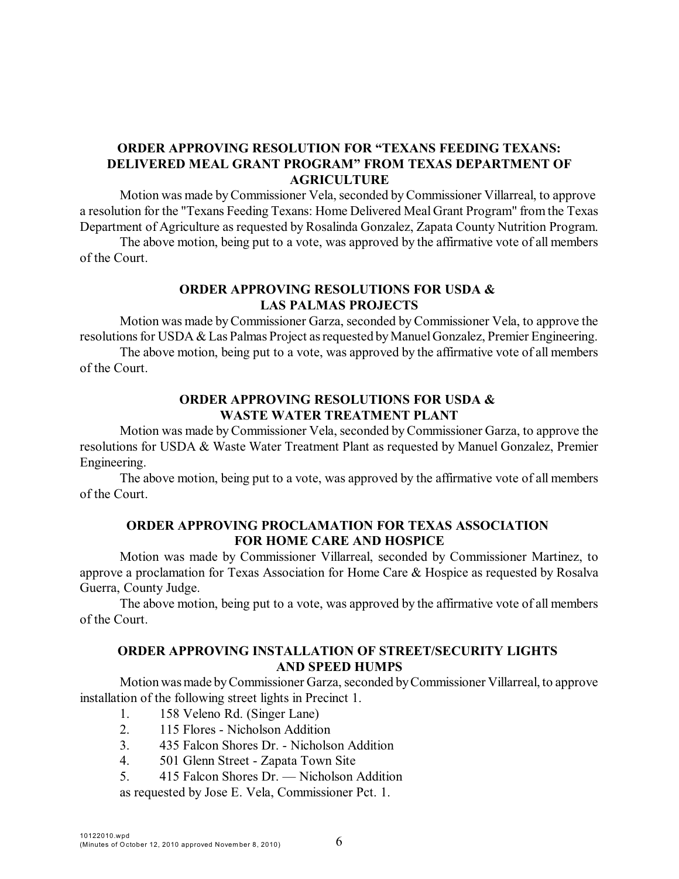### ORDER APPROVING RESOLUTION FOR "TEXANS FEEDING TEXANS: DELIVERED MEAL GRANT PROGRAM" FROM TEXAS DEPARTMENT OF AGRICULTURE

Motion was made by Commissioner Vela, seconded by Commissioner Villarreal, to approve a resolution for the "Texans Feeding Texans: Home Delivered Meal Grant Program" from the Texas Department of Agriculture as requested by Rosalinda Gonzalez, Zapata County Nutrition Program.

The above motion, being put to a vote, was approved by the affirmative vote of all members of the Court.

### ORDER APPROVING RESOLUTIONS FOR USDA & LAS PALMAS PROJECTS

Motion was made by Commissioner Garza, seconded by Commissioner Vela, to approve the resolutions for USDA & Las Palmas Project as requested by Manuel Gonzalez, Premier Engineering.

The above motion, being put to a vote, was approved by the affirmative vote of all members of the Court.

### ORDER APPROVING RESOLUTIONS FOR USDA & WASTE WATER TREATMENT PLANT

Motion was made by Commissioner Vela, seconded by Commissioner Garza, to approve the resolutions for USDA & Waste Water Treatment Plant as requested by Manuel Gonzalez, Premier Engineering.

The above motion, being put to a vote, was approved by the affirmative vote of all members of the Court.

### ORDER APPROVING PROCLAMATION FOR TEXAS ASSOCIATION FOR HOME CARE AND HOSPICE

Motion was made by Commissioner Villarreal, seconded by Commissioner Martinez, to approve a proclamation for Texas Association for Home Care & Hospice as requested by Rosalva Guerra, County Judge.

The above motion, being put to a vote, was approved by the affirmative vote of all members of the Court.

### ORDER APPROVING INSTALLATION OF STREET/SECURITY LIGHTS AND SPEED HUMPS

Motion was made by Commissioner Garza, seconded by Commissioner Villarreal, to approve installation of the following street lights in Precinct 1.

1. 158 Veleno Rd. (Singer Lane)
2. 115 Flores - Nicholson Addition
3. 435 Falcon Shores Dr. - Nicholson Addition
4. 501 Glenn Street - Zapata Town Site
5. 415 Falcon Shores Dr. — Nicholson Addition

as requested by Jose E. Vela, Commissioner Pct. 1.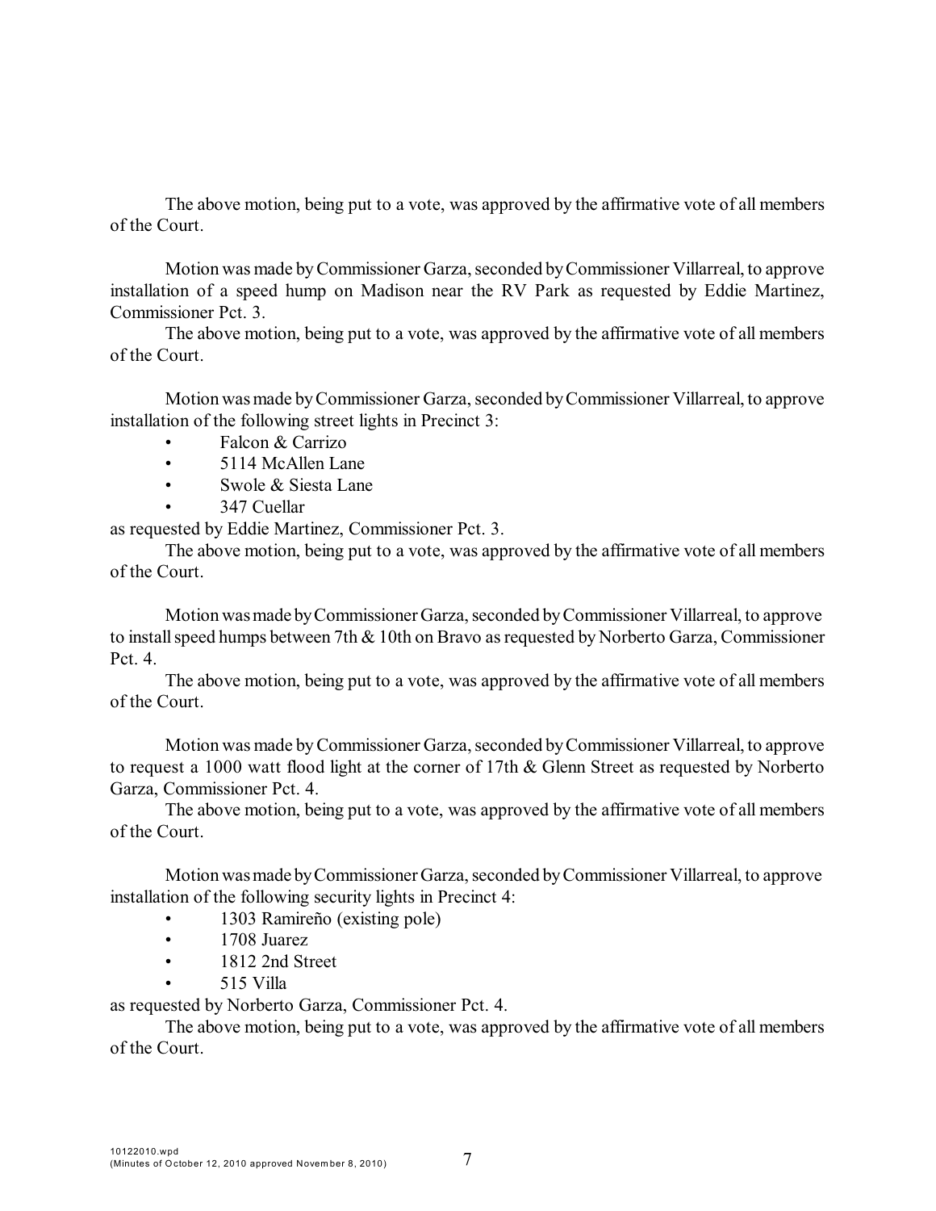The above motion, being put to a vote, was approved by the affirmative vote of all members of the Court.

Motion was made by Commissioner Garza, seconded by Commissioner Villarreal, to approve installation of a speed hump on Madison near the RV Park as requested by Eddie Martinez, Commissioner Pct. 3.

The above motion, being put to a vote, was approved by the affirmative vote of all members of the Court.

Motion was made by Commissioner Garza, seconded by Commissioner Villarreal, to approve installation of the following street lights in Precinct 3:

- Falcon & Carrizo
- 5114 McAllen Lane
- Swole & Siesta Lane
- 347 Cuellar

as requested by Eddie Martinez, Commissioner Pct. 3.

The above motion, being put to a vote, was approved by the affirmative vote of all members of the Court.

Motion was made by Commissioner Garza, seconded by Commissioner Villarreal, to approve to install speed humps between 7th & 10th on Bravo as requested by Norberto Garza, Commissioner Pct. 4.

The above motion, being put to a vote, was approved by the affirmative vote of all members of the Court.

Motion was made by Commissioner Garza, seconded by Commissioner Villarreal, to approve to request a 1000 watt flood light at the corner of 17th & Glenn Street as requested by Norberto Garza, Commissioner Pct. 4.

The above motion, being put to a vote, was approved by the affirmative vote of all members of the Court.

Motion was made by Commissioner Garza, seconded by Commissioner Villarreal, to approve installation of the following security lights in Precinct 4:

- 1303 Ramireño (existing pole)
- 1708 Juarez
- 1812 2nd Street
- 515 Villa

as requested by Norberto Garza, Commissioner Pct. 4.

The above motion, being put to a vote, was approved by the affirmative vote of all members of the Court.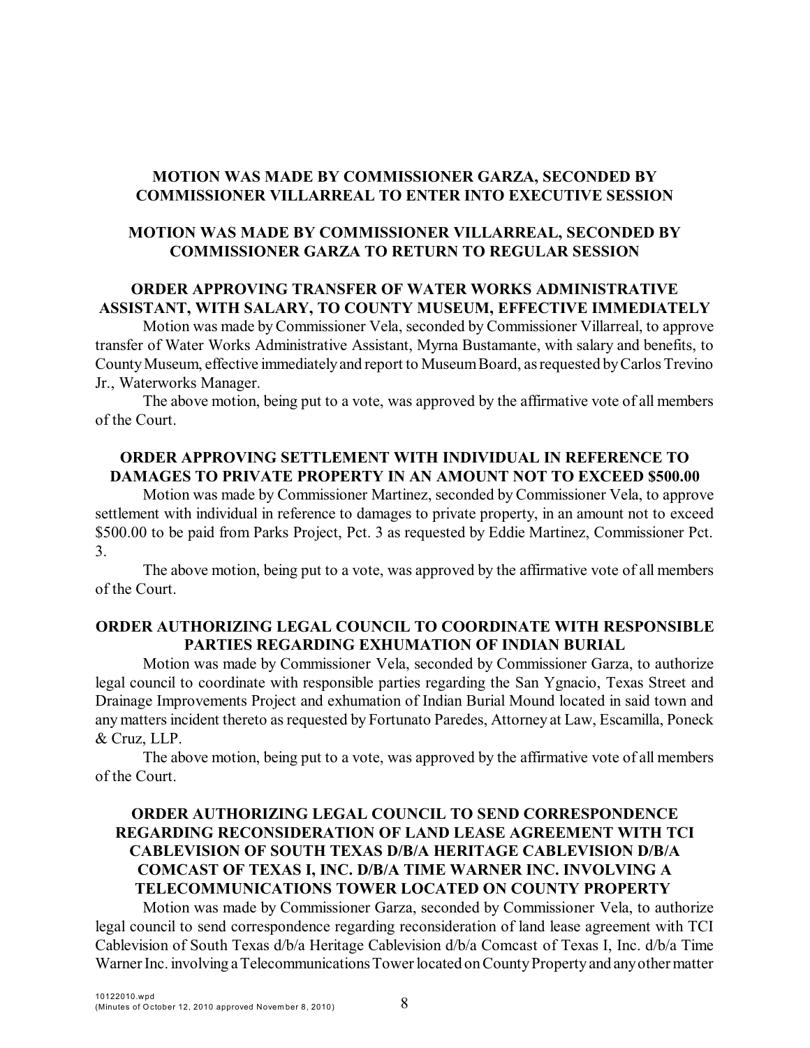**MOTION WAS MADE BY COMMISSIONER GARZA, SECONDED BY COMMISSIONER VILLARREAL TO ENTER INTO EXECUTIVE SESSION**

**MOTION WAS MADE BY COMMISSIONER VILLARREAL, SECONDED BY COMMISSIONER GARZA TO RETURN TO REGULAR SESSION**

**ORDER APPROVING TRANSFER OF WATER WORKS ADMINISTRATIVE ASSISTANT, WITH SALARY, TO COUNTY MUSEUM, EFFECTIVE IMMEDIATELY**

Motion was made by Commissioner Vela, seconded by Commissioner Villarreal, to approve transfer of Water Works Administrative Assistant, Myrna Bustamante, with salary and benefits, to County Museum, effective immediately and report to Museum Board, as requested by Carlos Trevino Jr., Waterworks Manager.

The above motion, being put to a vote, was approved by the affirmative vote of all members of the Court.

**ORDER APPROVING SETTLEMENT WITH INDIVIDUAL IN REFERENCE TO DAMAGES TO PRIVATE PROPERTY IN AN AMOUNT NOT TO EXCEED $500.00**

Motion was made by Commissioner Martinez, seconded by Commissioner Vela, to approve settlement with individual in reference to damages to private property, in an amount not to exceed $500.00 to be paid from Parks Project, Pct. 3 as requested by Eddie Martinez, Commissioner Pct. 3.

The above motion, being put to a vote, was approved by the affirmative vote of all members of the Court.

**ORDER AUTHORIZING LEGAL COUNCIL TO COORDINATE WITH RESPONSIBLE PARTIES REGARDING EXHUMATION OF INDIAN BURIAL**

Motion was made by Commissioner Vela, seconded by Commissioner Garza, to authorize legal council to coordinate with responsible parties regarding the San Ygnacio, Texas Street and Drainage Improvements Project and exhumation of Indian Burial Mound located in said town and any matters incident thereto as requested by Fortunato Paredes, Attorney at Law, Escamilla, Poneck & Cruz, LLP.

The above motion, being put to a vote, was approved by the affirmative vote of all members of the Court.

**ORDER AUTHORIZING LEGAL COUNCIL TO SEND CORRESPONDENCE REGARDING RECONSIDERATION OF LAND LEASE AGREEMENT WITH TCI CABLEVISION OF SOUTH TEXAS D/B/A HERITAGE CABLEVISION D/B/A COMCAST OF TEXAS I, INC. D/B/A TIME WARNER INC. INVOLVING A TELECOMMUNICATIONS TOWER LOCATED ON COUNTY PROPERTY**

Motion was made by Commissioner Garza, seconded by Commissioner Vela, to authorize legal council to send correspondence regarding reconsideration of land lease agreement with TCI Cablevision of South Texas d/b/a Heritage Cablevision d/b/a Comcast of Texas I, Inc. d/b/a Time Warner Inc. involving a Telecommunications Tower located on County Property and any other matter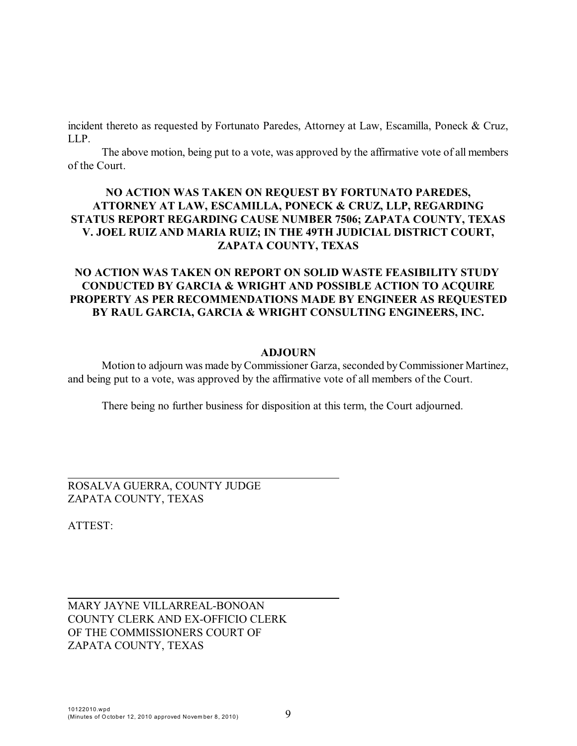incident thereto as requested by Fortunato Paredes, Attorney at Law, Escamilla, Poneck & Cruz, LLP.

The above motion, being put to a vote, was approved by the affirmative vote of all members of the Court.

**NO ACTION WAS TAKEN ON REQUEST BY FORTUNATO PAREDES, ATTORNEY AT LAW, ESCAMILLA, PONECK & CRUZ, LLP, REGARDING STATUS REPORT REGARDING CAUSE NUMBER 7506; ZAPATA COUNTY, TEXAS V. JOEL RUIZ AND MARIA RUIZ; IN THE 49TH JUDICIAL DISTRICT COURT, ZAPATA COUNTY, TEXAS**

**NO ACTION WAS TAKEN ON REPORT ON SOLID WASTE FEASIBILITY STUDY CONDUCTED BY GARCIA & WRIGHT AND POSSIBLE ACTION TO ACQUIRE PROPERTY AS PER RECOMMENDATIONS MADE BY ENGINEER AS REQUESTED BY RAUL GARCIA, GARCIA & WRIGHT CONSULTING ENGINEERS, INC.**

**ADJOURN**

Motion to adjourn was made by Commissioner Garza, seconded by Commissioner Martinez, and being put to a vote, was approved by the affirmative vote of all members of the Court.

There being no further business for disposition at this term, the Court adjourned.

ROSALVA GUERRA, COUNTY JUDGE
ZAPATA COUNTY, TEXAS

ATTEST:

MARY JAYNE VILLARREAL-BONOAN
COUNTY CLERK AND EX-OFFICIO CLERK
OF THE COMMISSIONERS COURT OF
ZAPATA COUNTY, TEXAS

10122010.wpd
(Minutes of October 12, 2010 approved November 8, 2010)